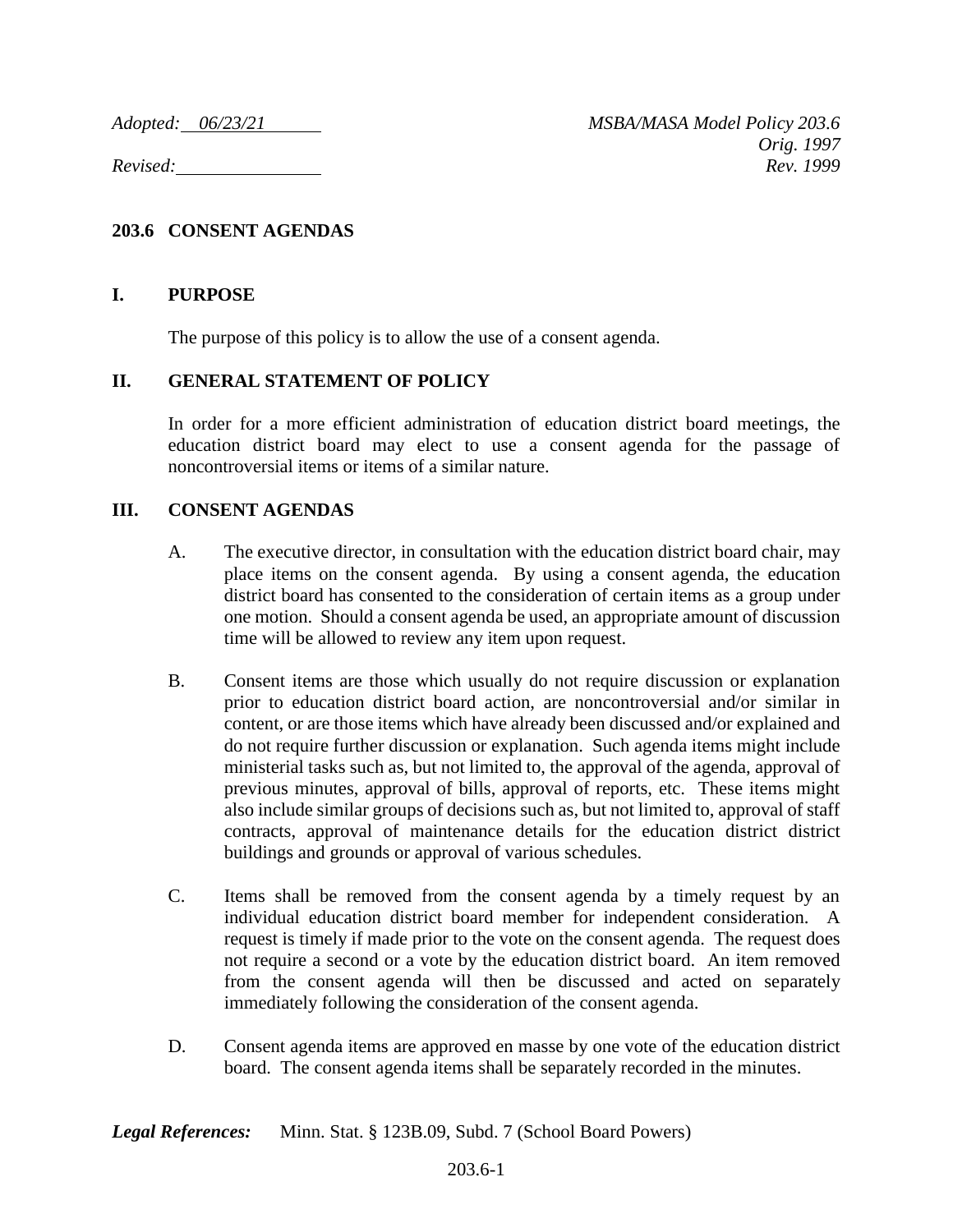*Adopted: 06/23/21*

*Revised:*

*MSBA/MASA Model Policy 203.6*
*Orig. 1997*
*Rev. 1999*

# 203.6 CONSENT AGENDAS

## I. PURPOSE

The purpose of this policy is to allow the use of a consent agenda.

## II. GENERAL STATEMENT OF POLICY

In order for a more efficient administration of education district board meetings, the education district board may elect to use a consent agenda for the passage of noncontroversial items or items of a similar nature.

## III. CONSENT AGENDAS

A. The executive director, in consultation with the education district board chair, may place items on the consent agenda. By using a consent agenda, the education district board has consented to the consideration of certain items as a group under one motion. Should a consent agenda be used, an appropriate amount of discussion time will be allowed to review any item upon request.

B. Consent items are those which usually do not require discussion or explanation prior to education district board action, are noncontroversial and/or similar in content, or are those items which have already been discussed and/or explained and do not require further discussion or explanation. Such agenda items might include ministerial tasks such as, but not limited to, the approval of the agenda, approval of previous minutes, approval of bills, approval of reports, etc. These items might also include similar groups of decisions such as, but not limited to, approval of staff contracts, approval of maintenance details for the education district district buildings and grounds or approval of various schedules.

C. Items shall be removed from the consent agenda by a timely request by an individual education district board member for independent consideration. A request is timely if made prior to the vote on the consent agenda. The request does not require a second or a vote by the education district board. An item removed from the consent agenda will then be discussed and acted on separately immediately following the consideration of the consent agenda.

D. Consent agenda items are approved en masse by one vote of the education district board. The consent agenda items shall be separately recorded in the minutes.

***Legal References:*** Minn. Stat. § 123B.09, Subd. 7 (School Board Powers)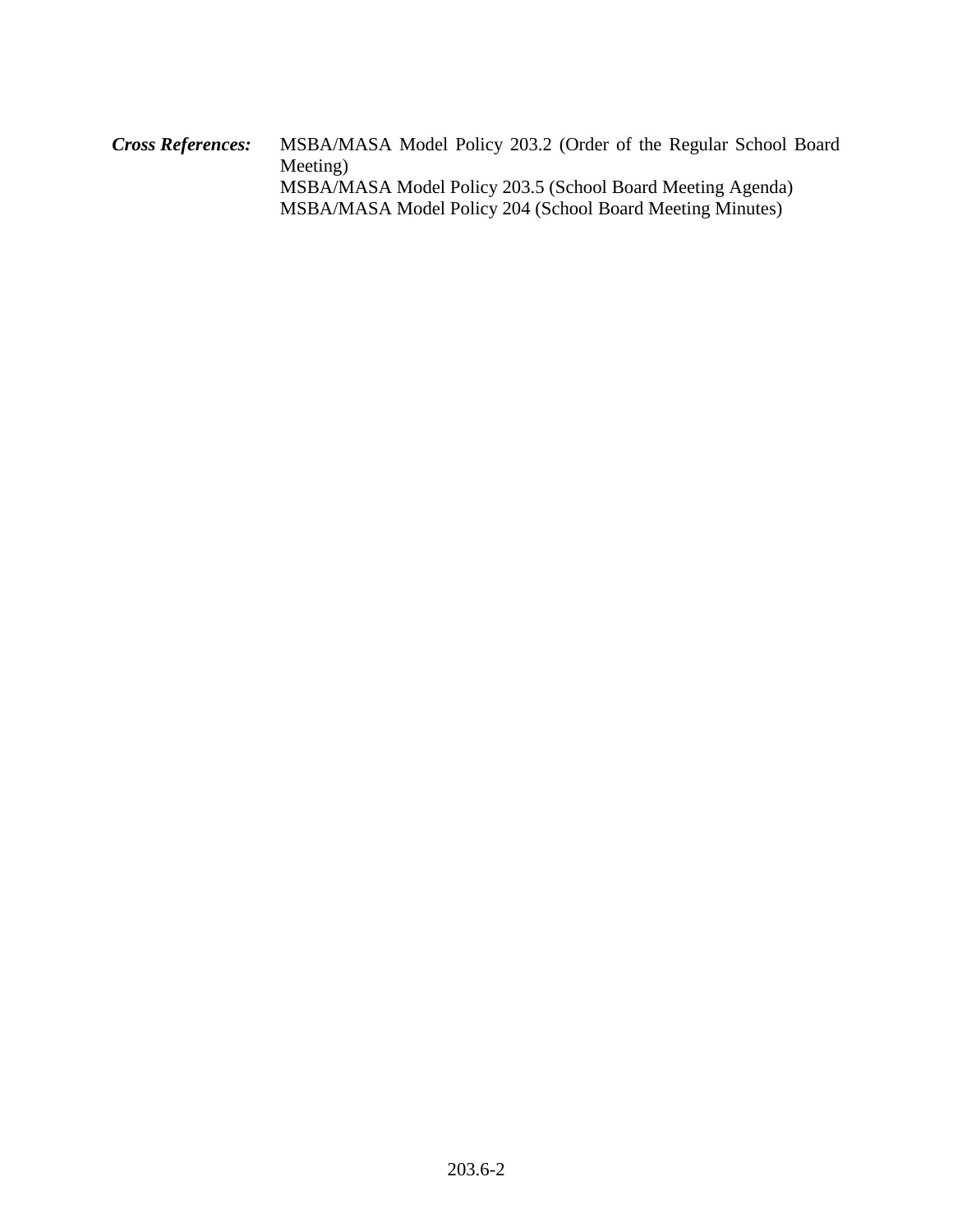***Cross References:*** MSBA/MASA Model Policy 203.2 (Order of the Regular School Board Meeting)
MSBA/MASA Model Policy 203.5 (School Board Meeting Agenda)
MSBA/MASA Model Policy 204 (School Board Meeting Minutes)